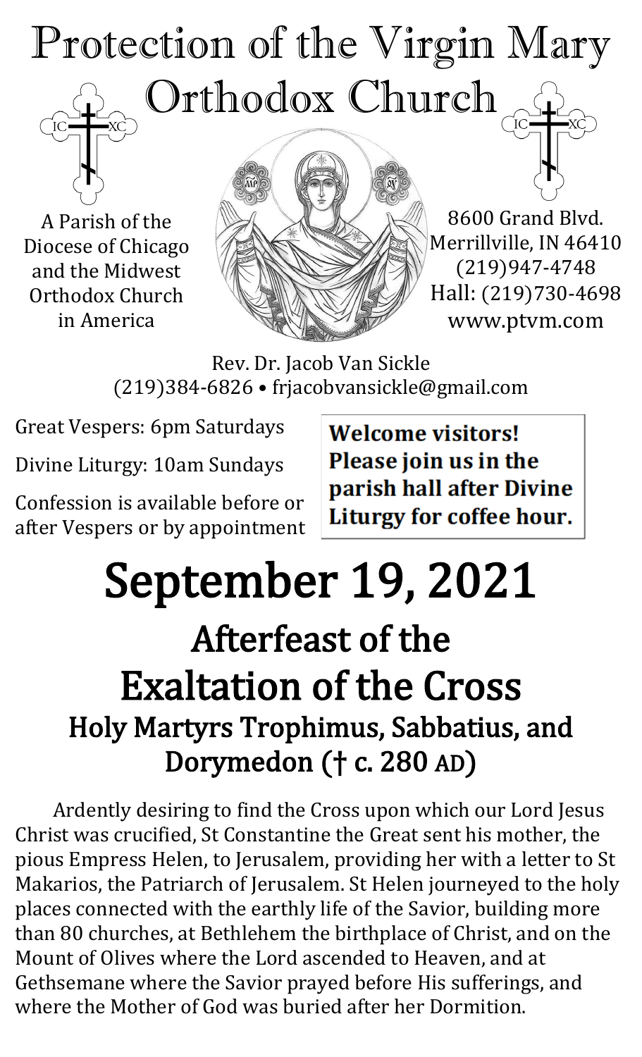# Protection of the Virgin Mary Orthodox Church

A Parish of the Diocese of Chicago and the Midwest Orthodox Church in America

8600 Grand Blvd.
Merrillville, IN 46410
(219)947-4748
Hall: (219)730-4698
www.ptvm.com

Rev. Dr. Jacob Van Sickle
(219)384-6826 • frjacobvansickle@gmail.com

Great Vespers: 6pm Saturdays

Divine Liturgy: 10am Sundays

Confession is available before or after Vespers or by appointment

**Welcome visitors! Please join us in the parish hall after Divine Liturgy for coffee hour.**

# September 19, 2021

## Afterfeast of the Exaltation of the Cross

### Holy Martyrs Trophimus, Sabbatius, and Dorymedon († c. 280 AD)

Ardently desiring to find the Cross upon which our Lord Jesus Christ was crucified, St Constantine the Great sent his mother, the pious Empress Helen, to Jerusalem, providing her with a letter to St Makarios, the Patriarch of Jerusalem. St Helen journeyed to the holy places connected with the earthly life of the Savior, building more than 80 churches, at Bethlehem the birthplace of Christ, and on the Mount of Olives where the Lord ascended to Heaven, and at Gethsemane where the Savior prayed before His sufferings, and where the Mother of God was buried after her Dormition.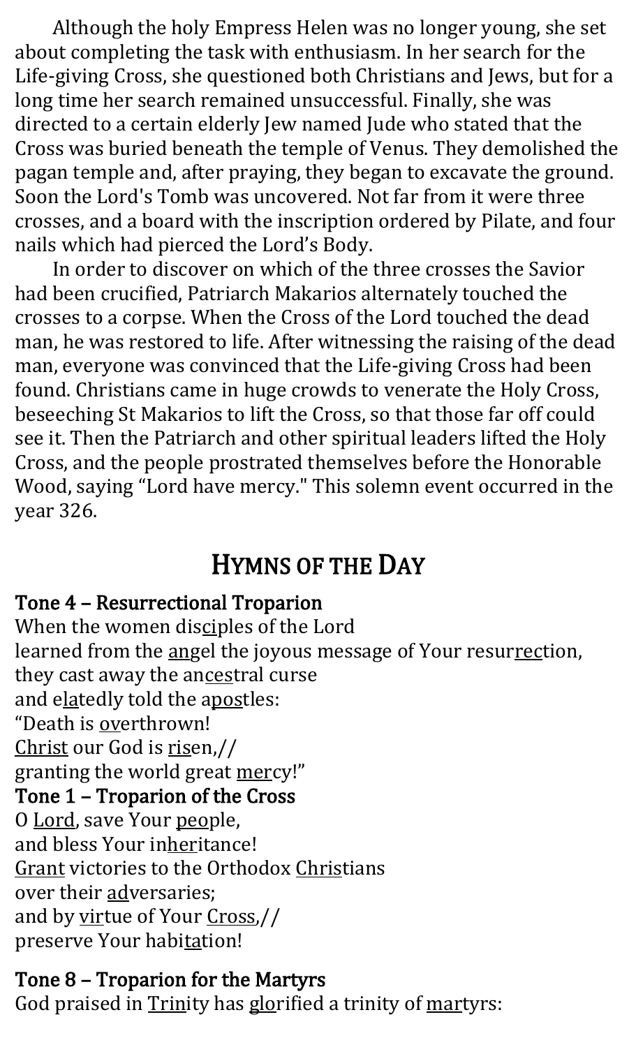Although the holy Empress Helen was no longer young, she set about completing the task with enthusiasm. In her search for the Life-giving Cross, she questioned both Christians and Jews, but for a long time her search remained unsuccessful. Finally, she was directed to a certain elderly Jew named Jude who stated that the Cross was buried beneath the temple of Venus. They demolished the pagan temple and, after praying, they began to excavate the ground. Soon the Lord's Tomb was uncovered. Not far from it were three crosses, and a board with the inscription ordered by Pilate, and four nails which had pierced the Lord's Body.

In order to discover on which of the three crosses the Savior had been crucified, Patriarch Makarios alternately touched the crosses to a corpse. When the Cross of the Lord touched the dead man, he was restored to life. After witnessing the raising of the dead man, everyone was convinced that the Life-giving Cross had been found. Christians came in huge crowds to venerate the Holy Cross, beseeching St Makarios to lift the Cross, so that those far off could see it. Then the Patriarch and other spiritual leaders lifted the Holy Cross, and the people prostrated themselves before the Honorable Wood, saying "Lord have mercy." This solemn event occurred in the year 326.

## Hymns of the Day

**Tone 4 – Resurrectional Troparion**
When the women disciples of the Lord
learned from the angel the joyous message of Your resurrection,
they cast away the ancestral curse
and elatedly told the apostles:
"Death is overthrown!
Christ our God is risen,//
granting the world great mercy!"

**Tone 1 – Troparion of the Cross**
O Lord, save Your people,
and bless Your inheritance!
Grant victories to the Orthodox Christians
over their adversaries;
and by virtue of Your Cross,//
preserve Your habitation!

**Tone 8 – Troparion for the Martyrs**
God praised in Trinity has glorified a trinity of martyrs: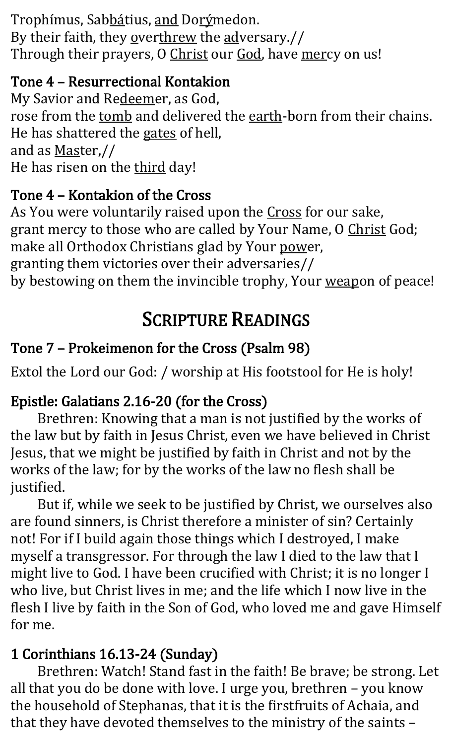Trophímus, Sab<u>bá</u>tius, <u>and</u> Do<u>rý</u>medon.
By their faith, they <u>o</u>ver<u>threw</u> the <u>ad</u>versary.//
Through their prayers, O <u>Christ</u> our <u>God</u>, have <u>mer</u>cy on us!

### Tone 4 – Resurrectional Kontakion

My Savior and Re<u>deem</u>er, as God,
rose from the <u>tomb</u> and delivered the <u>earth</u>-born from their chains.
He has shattered the <u>gates</u> of hell,
and as <u>Mas</u>ter,//
He has risen on the <u>third</u> day!

### Tone 4 – Kontakion of the Cross

As You were voluntarily raised upon the <u>Cross</u> for our sake,
grant mercy to those who are called by Your Name, O <u>Christ</u> God;
make all Orthodox Christians glad by Your <u>pow</u>er,
granting them victories over their <u>ad</u>versaries//
by bestowing on them the invincible trophy, Your <u>weap</u>on of peace!

## Scripture Readings

### Tone 7 – Prokeimenon for the Cross (Psalm 98)

Extol the Lord our God: / worship at His footstool for He is holy!

### Epistle: Galatians 2.16-20 (for the Cross)

Brethren: Knowing that a man is not justified by the works of the law but by faith in Jesus Christ, even we have believed in Christ Jesus, that we might be justified by faith in Christ and not by the works of the law; for by the works of the law no flesh shall be justified.

But if, while we seek to be justified by Christ, we ourselves also are found sinners, is Christ therefore a minister of sin? Certainly not! For if I build again those things which I destroyed, I make myself a transgressor. For through the law I died to the law that I might live to God. I have been crucified with Christ; it is no longer I who live, but Christ lives in me; and the life which I now live in the flesh I live by faith in the Son of God, who loved me and gave Himself for me.

### 1 Corinthians 16.13-24 (Sunday)

Brethren: Watch! Stand fast in the faith! Be brave; be strong. Let all that you do be done with love. I urge you, brethren – you know the household of Stephanas, that it is the firstfruits of Achaia, and that they have devoted themselves to the ministry of the saints –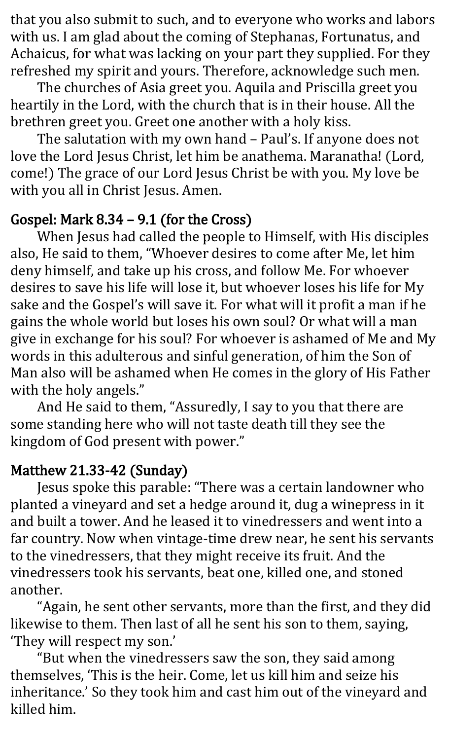that you also submit to such, and to everyone who works and labors with us. I am glad about the coming of Stephanas, Fortunatus, and Achaicus, for what was lacking on your part they supplied. For they refreshed my spirit and yours. Therefore, acknowledge such men.

The churches of Asia greet you. Aquila and Priscilla greet you heartily in the Lord, with the church that is in their house. All the brethren greet you. Greet one another with a holy kiss.

The salutation with my own hand – Paul's. If anyone does not love the Lord Jesus Christ, let him be anathema. Maranatha! (Lord, come!) The grace of our Lord Jesus Christ be with you. My love be with you all in Christ Jesus. Amen.

### Gospel: Mark 8.34 – 9.1 (for the Cross)

When Jesus had called the people to Himself, with His disciples also, He said to them, "Whoever desires to come after Me, let him deny himself, and take up his cross, and follow Me. For whoever desires to save his life will lose it, but whoever loses his life for My sake and the Gospel's will save it. For what will it profit a man if he gains the whole world but loses his own soul? Or what will a man give in exchange for his soul? For whoever is ashamed of Me and My words in this adulterous and sinful generation, of him the Son of Man also will be ashamed when He comes in the glory of His Father with the holy angels."

And He said to them, "Assuredly, I say to you that there are some standing here who will not taste death till they see the kingdom of God present with power."

### Matthew 21.33-42 (Sunday)

Jesus spoke this parable: "There was a certain landowner who planted a vineyard and set a hedge around it, dug a winepress in it and built a tower. And he leased it to vinedressers and went into a far country. Now when vintage-time drew near, he sent his servants to the vinedressers, that they might receive its fruit. And the vinedressers took his servants, beat one, killed one, and stoned another.

"Again, he sent other servants, more than the first, and they did likewise to them. Then last of all he sent his son to them, saying, 'They will respect my son.'

"But when the vinedressers saw the son, they said among themselves, 'This is the heir. Come, let us kill him and seize his inheritance.' So they took him and cast him out of the vineyard and killed him.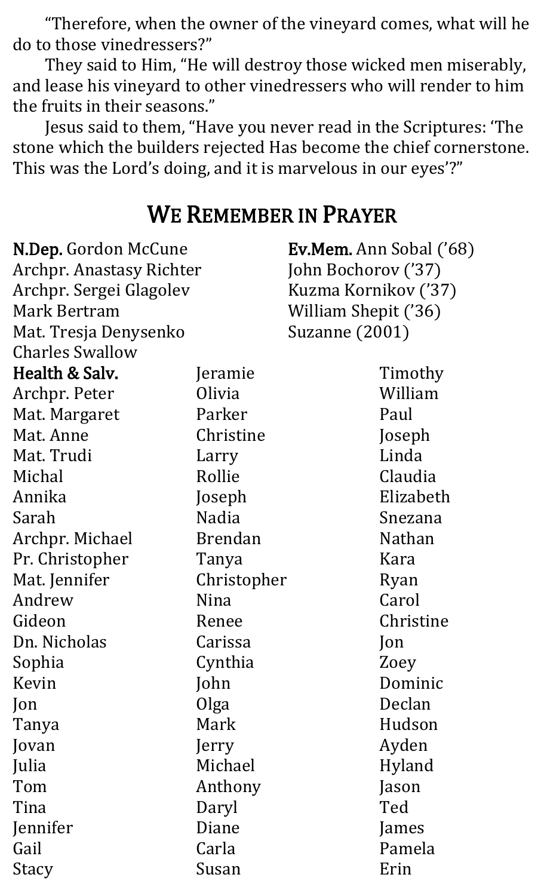"Therefore, when the owner of the vineyard comes, what will he do to those vinedressers?"

They said to Him, "He will destroy those wicked men miserably, and lease his vineyard to other vinedressers who will render to him the fruits in their seasons."

Jesus said to them, "Have you never read in the Scriptures: 'The stone which the builders rejected Has become the chief cornerstone. This was the Lord's doing, and it is marvelous in our eyes'?"

## We Remember in Prayer

**N.Dep.** Gordon McCune
Archpr. Anastasy Richter
Archpr. Sergei Glagolev
Mark Bertram
Mat. Tresja Denysenko
Charles Swallow

**Ev.Mem.** Ann Sobal ('68)
John Bochorov ('37)
Kuzma Kornikov ('37)
William Shepit ('36)
Suzanne (2001)

**Health & Salv.**
Archpr. Peter
Mat. Margaret
Mat. Anne
Mat. Trudi
Michal
Annika
Sarah
Archpr. Michael
Pr. Christopher
Mat. Jennifer
Andrew
Gideon
Dn. Nicholas
Sophia
Kevin
Jon
Tanya
Jovan
Julia
Tom
Tina
Jennifer
Gail
Stacy
Jeramie
Olivia
Parker
Christine
Larry
Rollie
Joseph
Nadia
Brendan
Tanya
Christopher
Nina
Renee
Carissa
Cynthia
John
Olga
Mark
Jerry
Michael
Anthony
Daryl
Diane
Carla
Susan
Timothy
William
Paul
Joseph
Linda
Claudia
Elizabeth
Snezana
Nathan
Kara
Ryan
Carol
Christine
Jon
Zoey
Dominic
Declan
Hudson
Ayden
Hyland
Jason
Ted
James
Pamela
Erin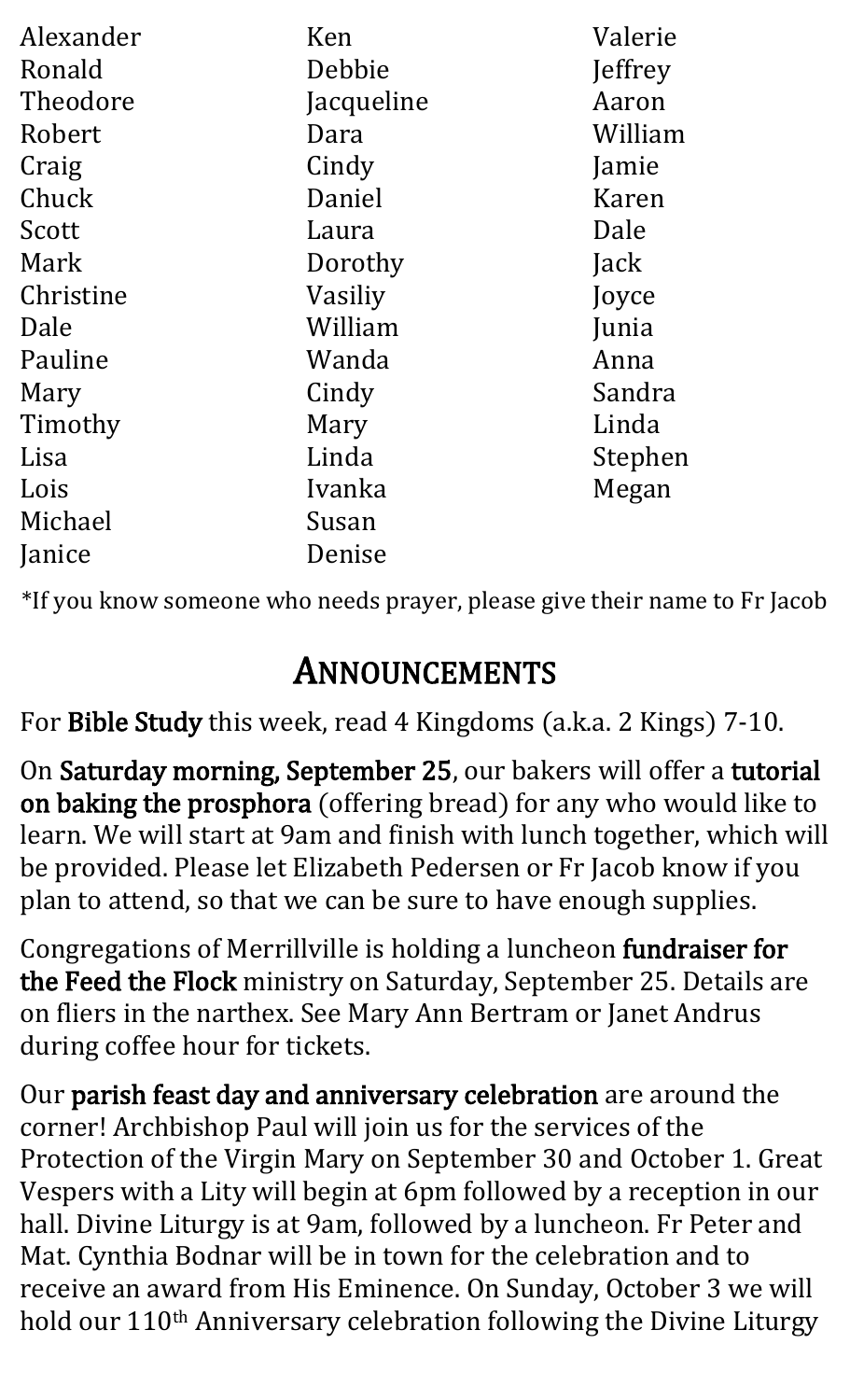Alexander
Ronald
Theodore
Robert
Craig
Chuck
Scott
Mark
Christine
Dale
Pauline
Mary
Timothy
Lisa
Lois
Michael
Janice
Ken
Debbie
Jacqueline
Dara
Cindy
Daniel
Laura
Dorothy
Vasiliy
William
Wanda
Cindy
Mary
Linda
Ivanka
Susan
Denise
Valerie
Jeffrey
Aaron
William
Jamie
Karen
Dale
Jack
Joyce
Junia
Anna
Sandra
Linda
Stephen
Megan

*If you know someone who needs prayer, please give their name to Fr Jacob

## Announcements

For **Bible Study** this week, read 4 Kingdoms (a.k.a. 2 Kings) 7-10.

On **Saturday morning, September 25**, our bakers will offer a **tutorial on baking the prosphora** (offering bread) for any who would like to learn. We will start at 9am and finish with lunch together, which will be provided. Please let Elizabeth Pedersen or Fr Jacob know if you plan to attend, so that we can be sure to have enough supplies.

Congregations of Merrillville is holding a luncheon **fundraiser for the Feed the Flock** ministry on Saturday, September 25. Details are on fliers in the narthex. See Mary Ann Bertram or Janet Andrus during coffee hour for tickets.

Our **parish feast day and anniversary celebration** are around the corner! Archbishop Paul will join us for the services of the Protection of the Virgin Mary on September 30 and October 1. Great Vespers with a Lity will begin at 6pm followed by a reception in our hall. Divine Liturgy is at 9am, followed by a luncheon. Fr Peter and Mat. Cynthia Bodnar will be in town for the celebration and to receive an award from His Eminence. On Sunday, October 3 we will hold our 110th Anniversary celebration following the Divine Liturgy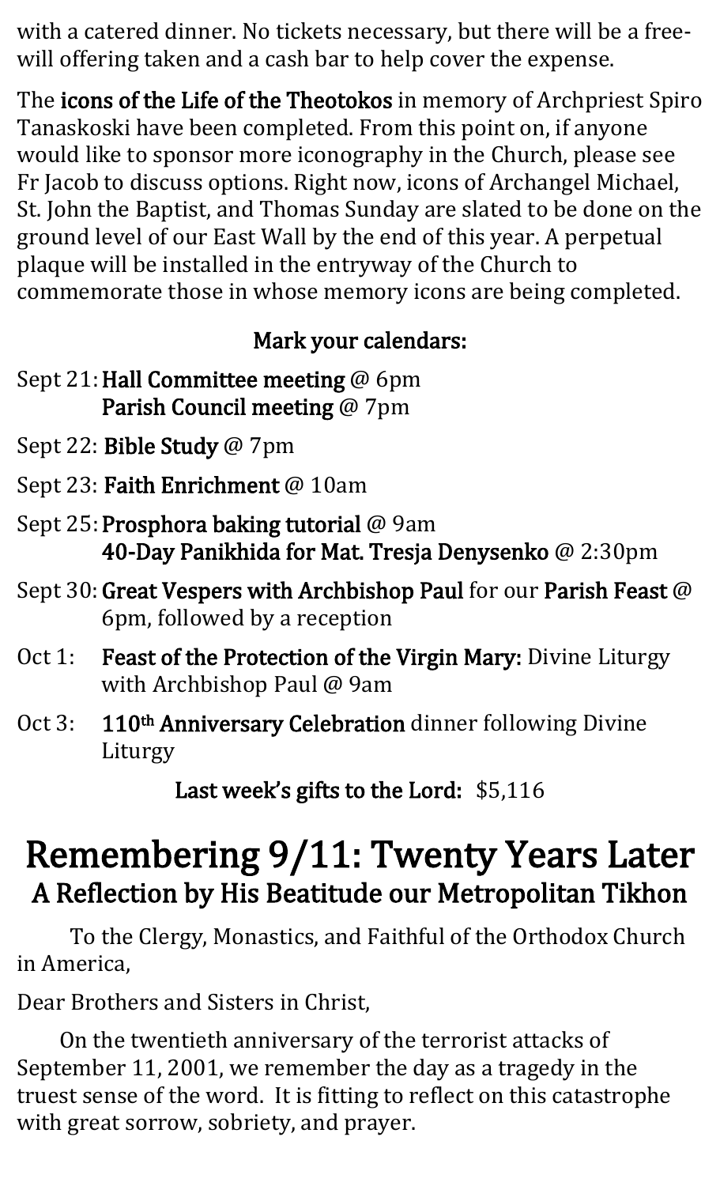with a catered dinner. No tickets necessary, but there will be a free-will offering taken and a cash bar to help cover the expense.

The **icons of the Life of the Theotokos** in memory of Archpriest Spiro Tanaskoski have been completed. From this point on, if anyone would like to sponsor more iconography in the Church, please see Fr Jacob to discuss options. Right now, icons of Archangel Michael, St. John the Baptist, and Thomas Sunday are slated to be done on the ground level of our East Wall by the end of this year. A perpetual plaque will be installed in the entryway of the Church to commemorate those in whose memory icons are being completed.

**Mark your calendars:**

- Sept 21: **Hall Committee meeting** @ 6pm
  **Parish Council meeting** @ 7pm
- Sept 22: **Bible Study** @ 7pm
- Sept 23: **Faith Enrichment** @ 10am
- Sept 25: **Prosphora baking tutorial** @ 9am
  **40-Day Panikhida for Mat. Tresja Denysenko** @ 2:30pm
- Sept 30: **Great Vespers with Archbishop Paul** for our **Parish Feast** @ 6pm, followed by a reception
- Oct 1: **Feast of the Protection of the Virgin Mary:** Divine Liturgy with Archbishop Paul @ 9am
- Oct 3: **110th Anniversary Celebration** dinner following Divine Liturgy

**Last week's gifts to the Lord:** $5,116

# Remembering 9/11: Twenty Years Later

## A Reflection by His Beatitude our Metropolitan Tikhon

To the Clergy, Monastics, and Faithful of the Orthodox Church in America,

Dear Brothers and Sisters in Christ,

On the twentieth anniversary of the terrorist attacks of September 11, 2001, we remember the day as a tragedy in the truest sense of the word. It is fitting to reflect on this catastrophe with great sorrow, sobriety, and prayer.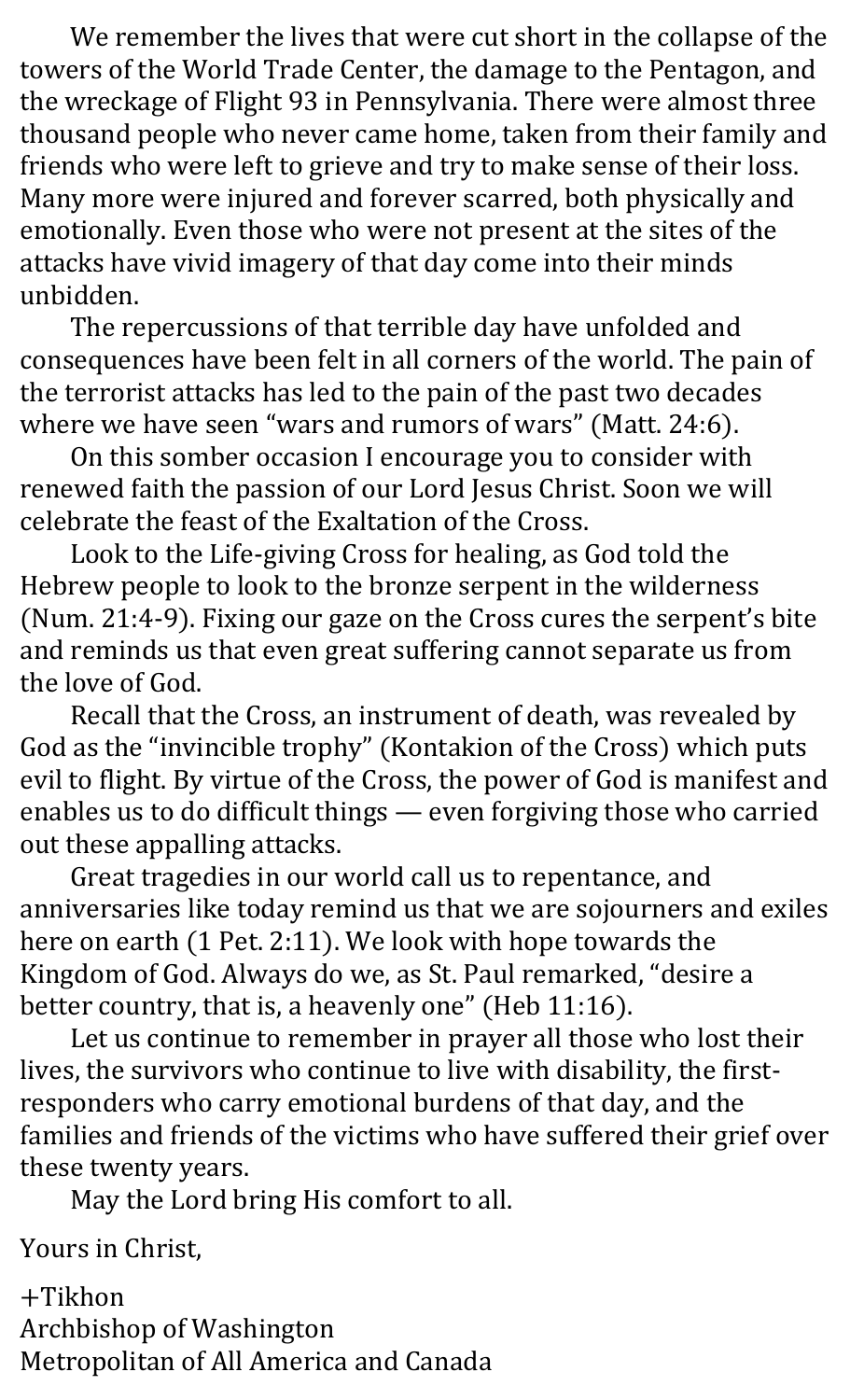We remember the lives that were cut short in the collapse of the towers of the World Trade Center, the damage to the Pentagon, and the wreckage of Flight 93 in Pennsylvania. There were almost three thousand people who never came home, taken from their family and friends who were left to grieve and try to make sense of their loss. Many more were injured and forever scarred, both physically and emotionally. Even those who were not present at the sites of the attacks have vivid imagery of that day come into their minds unbidden.

The repercussions of that terrible day have unfolded and consequences have been felt in all corners of the world. The pain of the terrorist attacks has led to the pain of the past two decades where we have seen "wars and rumors of wars" (Matt. 24:6).

On this somber occasion I encourage you to consider with renewed faith the passion of our Lord Jesus Christ. Soon we will celebrate the feast of the Exaltation of the Cross.

Look to the Life-giving Cross for healing, as God told the Hebrew people to look to the bronze serpent in the wilderness (Num. 21:4-9). Fixing our gaze on the Cross cures the serpent's bite and reminds us that even great suffering cannot separate us from the love of God.

Recall that the Cross, an instrument of death, was revealed by God as the "invincible trophy" (Kontakion of the Cross) which puts evil to flight. By virtue of the Cross, the power of God is manifest and enables us to do difficult things — even forgiving those who carried out these appalling attacks.

Great tragedies in our world call us to repentance, and anniversaries like today remind us that we are sojourners and exiles here on earth (1 Pet. 2:11). We look with hope towards the Kingdom of God. Always do we, as St. Paul remarked, "desire a better country, that is, a heavenly one" (Heb 11:16).

Let us continue to remember in prayer all those who lost their lives, the survivors who continue to live with disability, the first-responders who carry emotional burdens of that day, and the families and friends of the victims who have suffered their grief over these twenty years.

May the Lord bring His comfort to all.

Yours in Christ,

+Tikhon
Archbishop of Washington
Metropolitan of All America and Canada